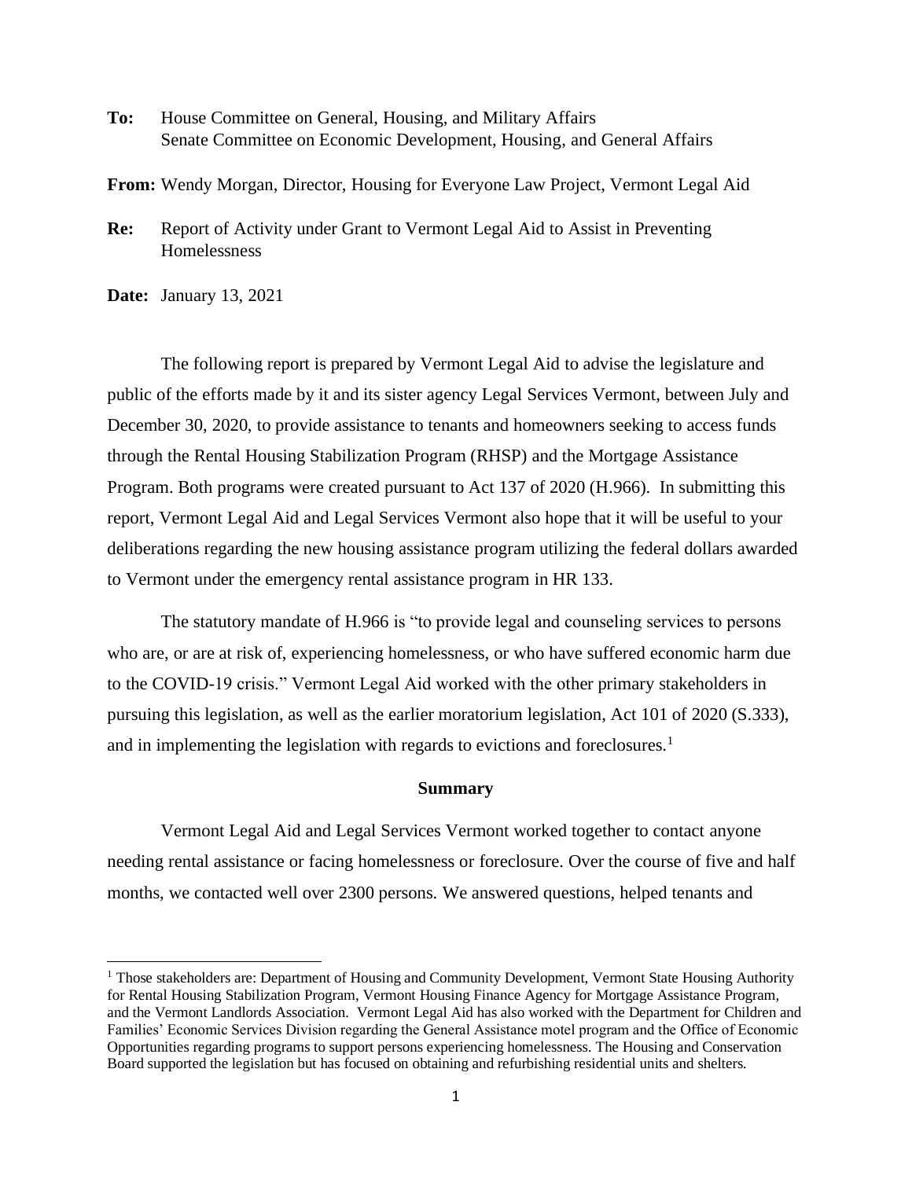**To:** House Committee on General, Housing, and Military Affairs
Senate Committee on Economic Development, Housing, and General Affairs

**From:** Wendy Morgan, Director, Housing for Everyone Law Project, Vermont Legal Aid

**Re:** Report of Activity under Grant to Vermont Legal Aid to Assist in Preventing Homelessness

**Date:** January 13, 2021

The following report is prepared by Vermont Legal Aid to advise the legislature and public of the efforts made by it and its sister agency Legal Services Vermont, between July and December 30, 2020, to provide assistance to tenants and homeowners seeking to access funds through the Rental Housing Stabilization Program (RHSP) and the Mortgage Assistance Program. Both programs were created pursuant to Act 137 of 2020 (H.966). In submitting this report, Vermont Legal Aid and Legal Services Vermont also hope that it will be useful to your deliberations regarding the new housing assistance program utilizing the federal dollars awarded to Vermont under the emergency rental assistance program in HR 133.

The statutory mandate of H.966 is "to provide legal and counseling services to persons who are, or are at risk of, experiencing homelessness, or who have suffered economic harm due to the COVID-19 crisis." Vermont Legal Aid worked with the other primary stakeholders in pursuing this legislation, as well as the earlier moratorium legislation, Act 101 of 2020 (S.333), and in implementing the legislation with regards to evictions and foreclosures.[1]

## Summary

Vermont Legal Aid and Legal Services Vermont worked together to contact anyone needing rental assistance or facing homelessness or foreclosure. Over the course of five and half months, we contacted well over 2300 persons. We answered questions, helped tenants and

[1] Those stakeholders are: Department of Housing and Community Development, Vermont State Housing Authority for Rental Housing Stabilization Program, Vermont Housing Finance Agency for Mortgage Assistance Program, and the Vermont Landlords Association. Vermont Legal Aid has also worked with the Department for Children and Families' Economic Services Division regarding the General Assistance motel program and the Office of Economic Opportunities regarding programs to support persons experiencing homelessness. The Housing and Conservation Board supported the legislation but has focused on obtaining and refurbishing residential units and shelters.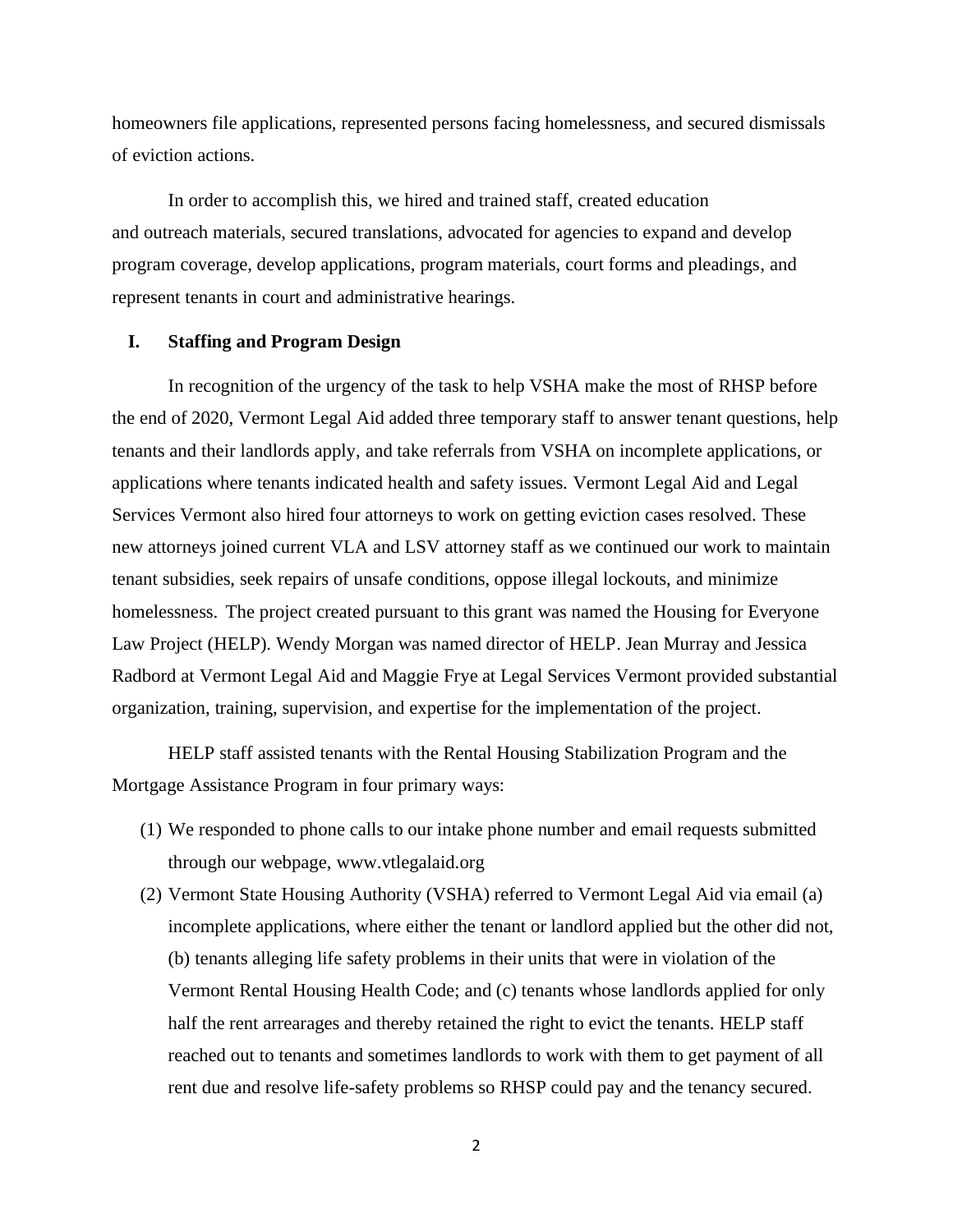homeowners file applications, represented persons facing homelessness, and secured dismissals of eviction actions.

In order to accomplish this, we hired and trained staff, created education and outreach materials, secured translations, advocated for agencies to expand and develop program coverage, develop applications, program materials, court forms and pleadings, and represent tenants in court and administrative hearings.

## I. Staffing and Program Design

In recognition of the urgency of the task to help VSHA make the most of RHSP before the end of 2020, Vermont Legal Aid added three temporary staff to answer tenant questions, help tenants and their landlords apply, and take referrals from VSHA on incomplete applications, or applications where tenants indicated health and safety issues. Vermont Legal Aid and Legal Services Vermont also hired four attorneys to work on getting eviction cases resolved. These new attorneys joined current VLA and LSV attorney staff as we continued our work to maintain tenant subsidies, seek repairs of unsafe conditions, oppose illegal lockouts, and minimize homelessness. The project created pursuant to this grant was named the Housing for Everyone Law Project (HELP). Wendy Morgan was named director of HELP. Jean Murray and Jessica Radbord at Vermont Legal Aid and Maggie Frye at Legal Services Vermont provided substantial organization, training, supervision, and expertise for the implementation of the project.

HELP staff assisted tenants with the Rental Housing Stabilization Program and the Mortgage Assistance Program in four primary ways:

(1) We responded to phone calls to our intake phone number and email requests submitted through our webpage, www.vtlegalaid.org

(2) Vermont State Housing Authority (VSHA) referred to Vermont Legal Aid via email (a) incomplete applications, where either the tenant or landlord applied but the other did not, (b) tenants alleging life safety problems in their units that were in violation of the Vermont Rental Housing Health Code; and (c) tenants whose landlords applied for only half the rent arrearages and thereby retained the right to evict the tenants. HELP staff reached out to tenants and sometimes landlords to work with them to get payment of all rent due and resolve life-safety problems so RHSP could pay and the tenancy secured.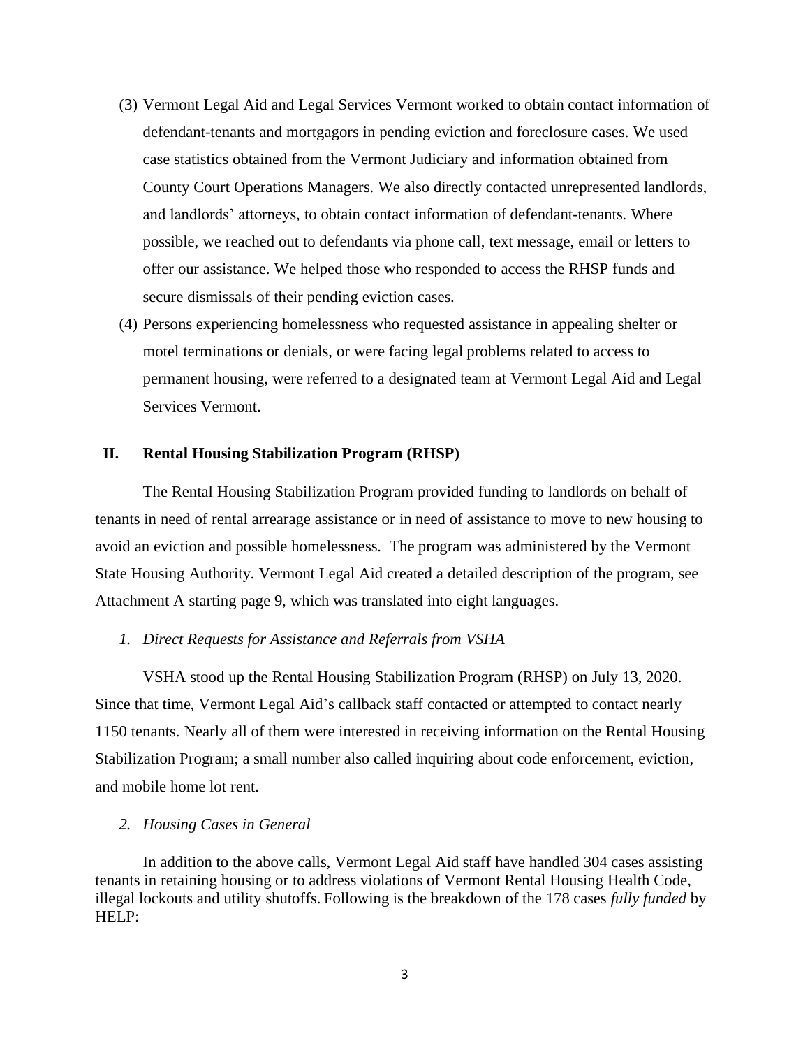(3) Vermont Legal Aid and Legal Services Vermont worked to obtain contact information of defendant-tenants and mortgagors in pending eviction and foreclosure cases. We used case statistics obtained from the Vermont Judiciary and information obtained from County Court Operations Managers. We also directly contacted unrepresented landlords, and landlords' attorneys, to obtain contact information of defendant-tenants. Where possible, we reached out to defendants via phone call, text message, email or letters to offer our assistance. We helped those who responded to access the RHSP funds and secure dismissals of their pending eviction cases.

(4) Persons experiencing homelessness who requested assistance in appealing shelter or motel terminations or denials, or were facing legal problems related to access to permanent housing, were referred to a designated team at Vermont Legal Aid and Legal Services Vermont.

## II. Rental Housing Stabilization Program (RHSP)

The Rental Housing Stabilization Program provided funding to landlords on behalf of tenants in need of rental arrearage assistance or in need of assistance to move to new housing to avoid an eviction and possible homelessness. The program was administered by the Vermont State Housing Authority. Vermont Legal Aid created a detailed description of the program, see Attachment A starting page 9, which was translated into eight languages.

### *1. Direct Requests for Assistance and Referrals from VSHA*

VSHA stood up the Rental Housing Stabilization Program (RHSP) on July 13, 2020. Since that time, Vermont Legal Aid's callback staff contacted or attempted to contact nearly 1150 tenants. Nearly all of them were interested in receiving information on the Rental Housing Stabilization Program; a small number also called inquiring about code enforcement, eviction, and mobile home lot rent.

### *2. Housing Cases in General*

In addition to the above calls, Vermont Legal Aid staff have handled 304 cases assisting tenants in retaining housing or to address violations of Vermont Rental Housing Health Code, illegal lockouts and utility shutoffs. Following is the breakdown of the 178 cases *fully funded* by HELP: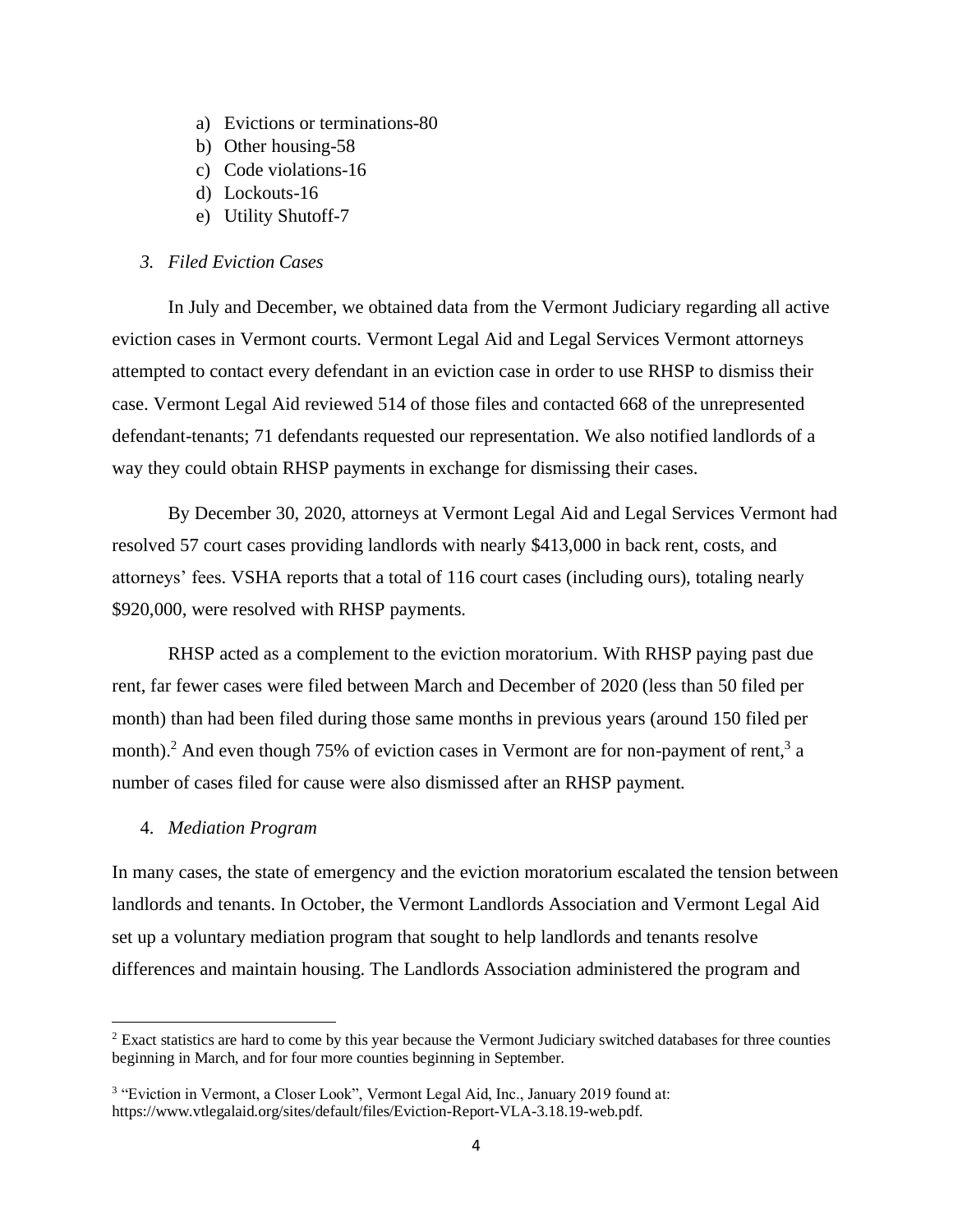a) Evictions or terminations-80
b) Other housing-58
c) Code violations-16
d) Lockouts-16
e) Utility Shutoff-7

*3. Filed Eviction Cases*

In July and December, we obtained data from the Vermont Judiciary regarding all active eviction cases in Vermont courts. Vermont Legal Aid and Legal Services Vermont attorneys attempted to contact every defendant in an eviction case in order to use RHSP to dismiss their case. Vermont Legal Aid reviewed 514 of those files and contacted 668 of the unrepresented defendant-tenants; 71 defendants requested our representation. We also notified landlords of a way they could obtain RHSP payments in exchange for dismissing their cases.

By December 30, 2020, attorneys at Vermont Legal Aid and Legal Services Vermont had resolved 57 court cases providing landlords with nearly $413,000 in back rent, costs, and attorneys' fees. VSHA reports that a total of 116 court cases (including ours), totaling nearly $920,000, were resolved with RHSP payments.

RHSP acted as a complement to the eviction moratorium. With RHSP paying past due rent, far fewer cases were filed between March and December of 2020 (less than 50 filed per month) than had been filed during those same months in previous years (around 150 filed per month).[2] And even though 75% of eviction cases in Vermont are for non-payment of rent,[3] a number of cases filed for cause were also dismissed after an RHSP payment.

4. *Mediation Program*

In many cases, the state of emergency and the eviction moratorium escalated the tension between landlords and tenants. In October, the Vermont Landlords Association and Vermont Legal Aid set up a voluntary mediation program that sought to help landlords and tenants resolve differences and maintain housing. The Landlords Association administered the program and

---

[2] Exact statistics are hard to come by this year because the Vermont Judiciary switched databases for three counties beginning in March, and for four more counties beginning in September.

[3] "Eviction in Vermont, a Closer Look", Vermont Legal Aid, Inc., January 2019 found at: https://www.vtlegalaid.org/sites/default/files/Eviction-Report-VLA-3.18.19-web.pdf.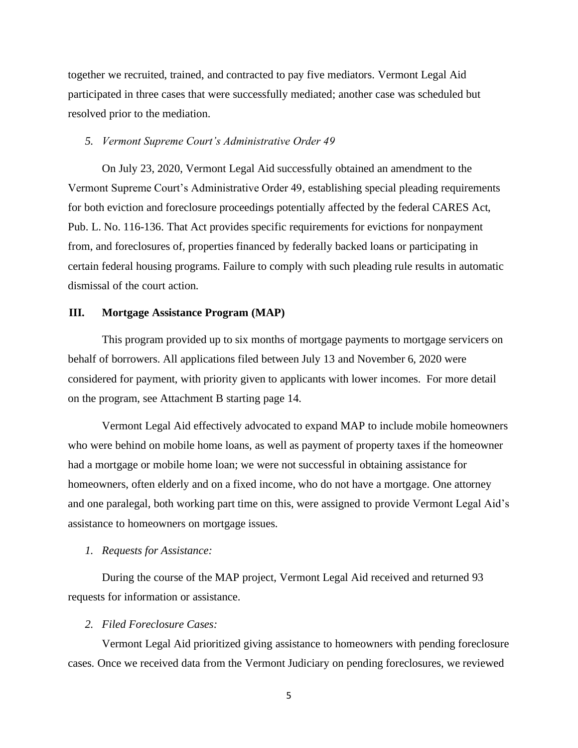together we recruited, trained, and contracted to pay five mediators. Vermont Legal Aid participated in three cases that were successfully mediated; another case was scheduled but resolved prior to the mediation.

*5. Vermont Supreme Court's Administrative Order 49*

On July 23, 2020, Vermont Legal Aid successfully obtained an amendment to the Vermont Supreme Court's Administrative Order 49, establishing special pleading requirements for both eviction and foreclosure proceedings potentially affected by the federal CARES Act, Pub. L. No. 116-136. That Act provides specific requirements for evictions for nonpayment from, and foreclosures of, properties financed by federally backed loans or participating in certain federal housing programs. Failure to comply with such pleading rule results in automatic dismissal of the court action.

## III. Mortgage Assistance Program (MAP)

This program provided up to six months of mortgage payments to mortgage servicers on behalf of borrowers. All applications filed between July 13 and November 6, 2020 were considered for payment, with priority given to applicants with lower incomes. For more detail on the program, see Attachment B starting page 14.

Vermont Legal Aid effectively advocated to expand MAP to include mobile homeowners who were behind on mobile home loans, as well as payment of property taxes if the homeowner had a mortgage or mobile home loan; we were not successful in obtaining assistance for homeowners, often elderly and on a fixed income, who do not have a mortgage. One attorney and one paralegal, both working part time on this, were assigned to provide Vermont Legal Aid's assistance to homeowners on mortgage issues.

*1. Requests for Assistance:*

During the course of the MAP project, Vermont Legal Aid received and returned 93 requests for information or assistance.

*2. Filed Foreclosure Cases:*

Vermont Legal Aid prioritized giving assistance to homeowners with pending foreclosure cases. Once we received data from the Vermont Judiciary on pending foreclosures, we reviewed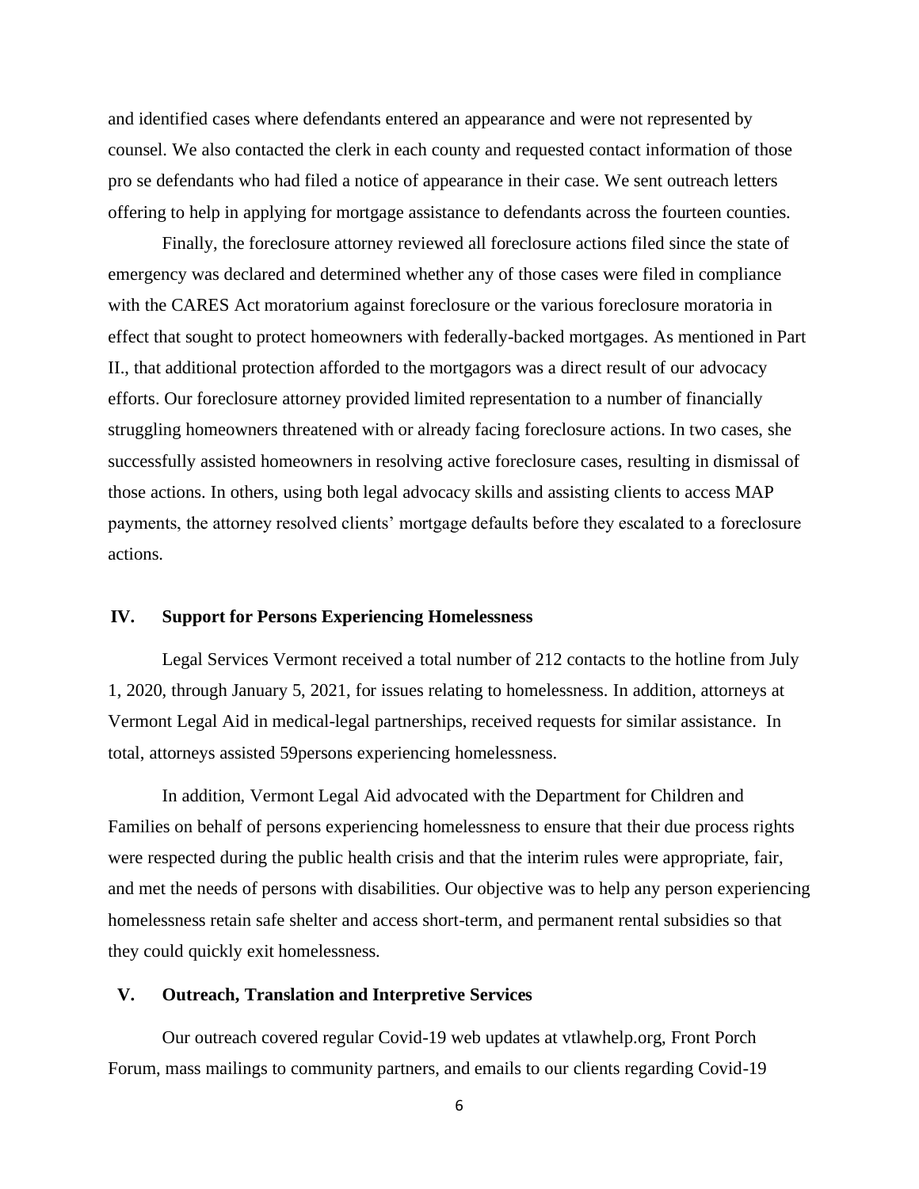and identified cases where defendants entered an appearance and were not represented by counsel. We also contacted the clerk in each county and requested contact information of those pro se defendants who had filed a notice of appearance in their case. We sent outreach letters offering to help in applying for mortgage assistance to defendants across the fourteen counties.

Finally, the foreclosure attorney reviewed all foreclosure actions filed since the state of emergency was declared and determined whether any of those cases were filed in compliance with the CARES Act moratorium against foreclosure or the various foreclosure moratoria in effect that sought to protect homeowners with federally-backed mortgages. As mentioned in Part II., that additional protection afforded to the mortgagors was a direct result of our advocacy efforts. Our foreclosure attorney provided limited representation to a number of financially struggling homeowners threatened with or already facing foreclosure actions. In two cases, she successfully assisted homeowners in resolving active foreclosure cases, resulting in dismissal of those actions. In others, using both legal advocacy skills and assisting clients to access MAP payments, the attorney resolved clients' mortgage defaults before they escalated to a foreclosure actions.

## IV. Support for Persons Experiencing Homelessness

Legal Services Vermont received a total number of 212 contacts to the hotline from July 1, 2020, through January 5, 2021, for issues relating to homelessness. In addition, attorneys at Vermont Legal Aid in medical-legal partnerships, received requests for similar assistance. In total, attorneys assisted 59persons experiencing homelessness.

In addition, Vermont Legal Aid advocated with the Department for Children and Families on behalf of persons experiencing homelessness to ensure that their due process rights were respected during the public health crisis and that the interim rules were appropriate, fair, and met the needs of persons with disabilities. Our objective was to help any person experiencing homelessness retain safe shelter and access short-term, and permanent rental subsidies so that they could quickly exit homelessness.

## V. Outreach, Translation and Interpretive Services

Our outreach covered regular Covid-19 web updates at vtlawhelp.org, Front Porch Forum, mass mailings to community partners, and emails to our clients regarding Covid-19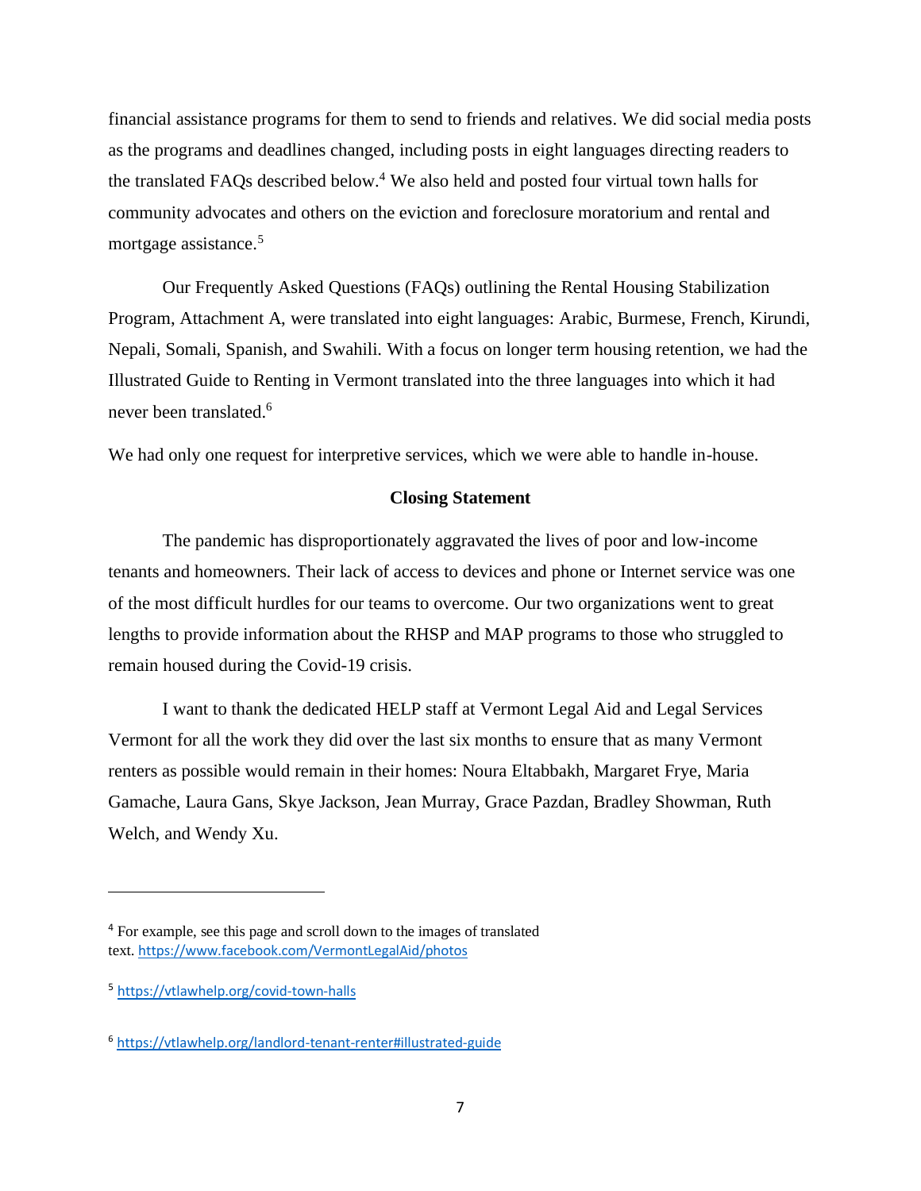financial assistance programs for them to send to friends and relatives. We did social media posts as the programs and deadlines changed, including posts in eight languages directing readers to the translated FAQs described below.[4] We also held and posted four virtual town halls for community advocates and others on the eviction and foreclosure moratorium and rental and mortgage assistance.[5]

Our Frequently Asked Questions (FAQs) outlining the Rental Housing Stabilization Program, Attachment A, were translated into eight languages: Arabic, Burmese, French, Kirundi, Nepali, Somali, Spanish, and Swahili. With a focus on longer term housing retention, we had the Illustrated Guide to Renting in Vermont translated into the three languages into which it had never been translated.[6]

We had only one request for interpretive services, which we were able to handle in-house.

**Closing Statement**

The pandemic has disproportionately aggravated the lives of poor and low-income tenants and homeowners. Their lack of access to devices and phone or Internet service was one of the most difficult hurdles for our teams to overcome. Our two organizations went to great lengths to provide information about the RHSP and MAP programs to those who struggled to remain housed during the Covid-19 crisis.

I want to thank the dedicated HELP staff at Vermont Legal Aid and Legal Services Vermont for all the work they did over the last six months to ensure that as many Vermont renters as possible would remain in their homes: Noura Eltabbakh, Margaret Frye, Maria Gamache, Laura Gans, Skye Jackson, Jean Murray, Grace Pazdan, Bradley Showman, Ruth Welch, and Wendy Xu.

---

[4] For example, see this page and scroll down to the images of translated text. https://www.facebook.com/VermontLegalAid/photos

[5] https://vtlawhelp.org/covid-town-halls

[6] https://vtlawhelp.org/landlord-tenant-renter#illustrated-guide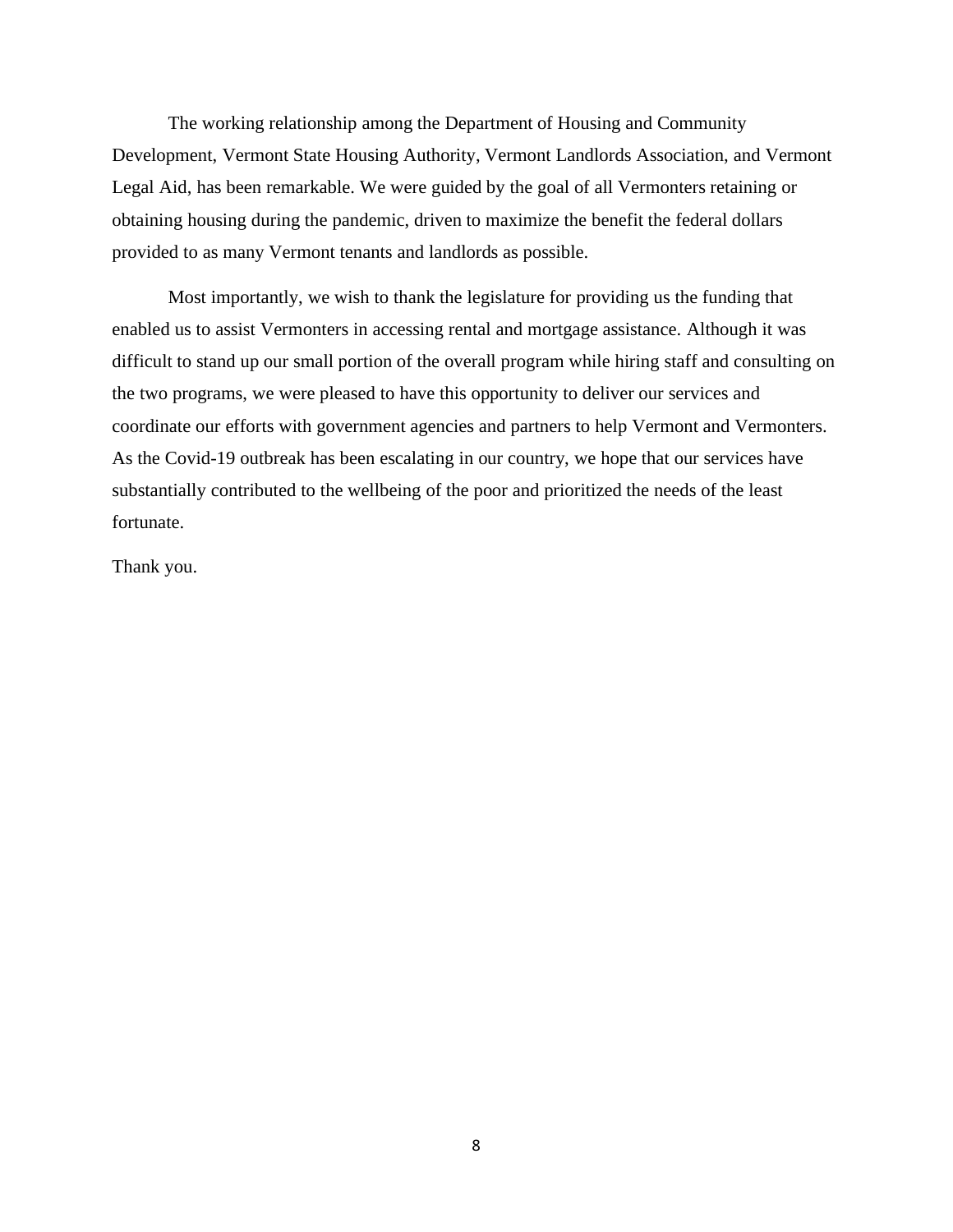The working relationship among the Department of Housing and Community Development, Vermont State Housing Authority, Vermont Landlords Association, and Vermont Legal Aid, has been remarkable. We were guided by the goal of all Vermonters retaining or obtaining housing during the pandemic, driven to maximize the benefit the federal dollars provided to as many Vermont tenants and landlords as possible.

Most importantly, we wish to thank the legislature for providing us the funding that enabled us to assist Vermonters in accessing rental and mortgage assistance. Although it was difficult to stand up our small portion of the overall program while hiring staff and consulting on the two programs, we were pleased to have this opportunity to deliver our services and coordinate our efforts with government agencies and partners to help Vermont and Vermonters. As the Covid-19 outbreak has been escalating in our country, we hope that our services have substantially contributed to the wellbeing of the poor and prioritized the needs of the least fortunate.

Thank you.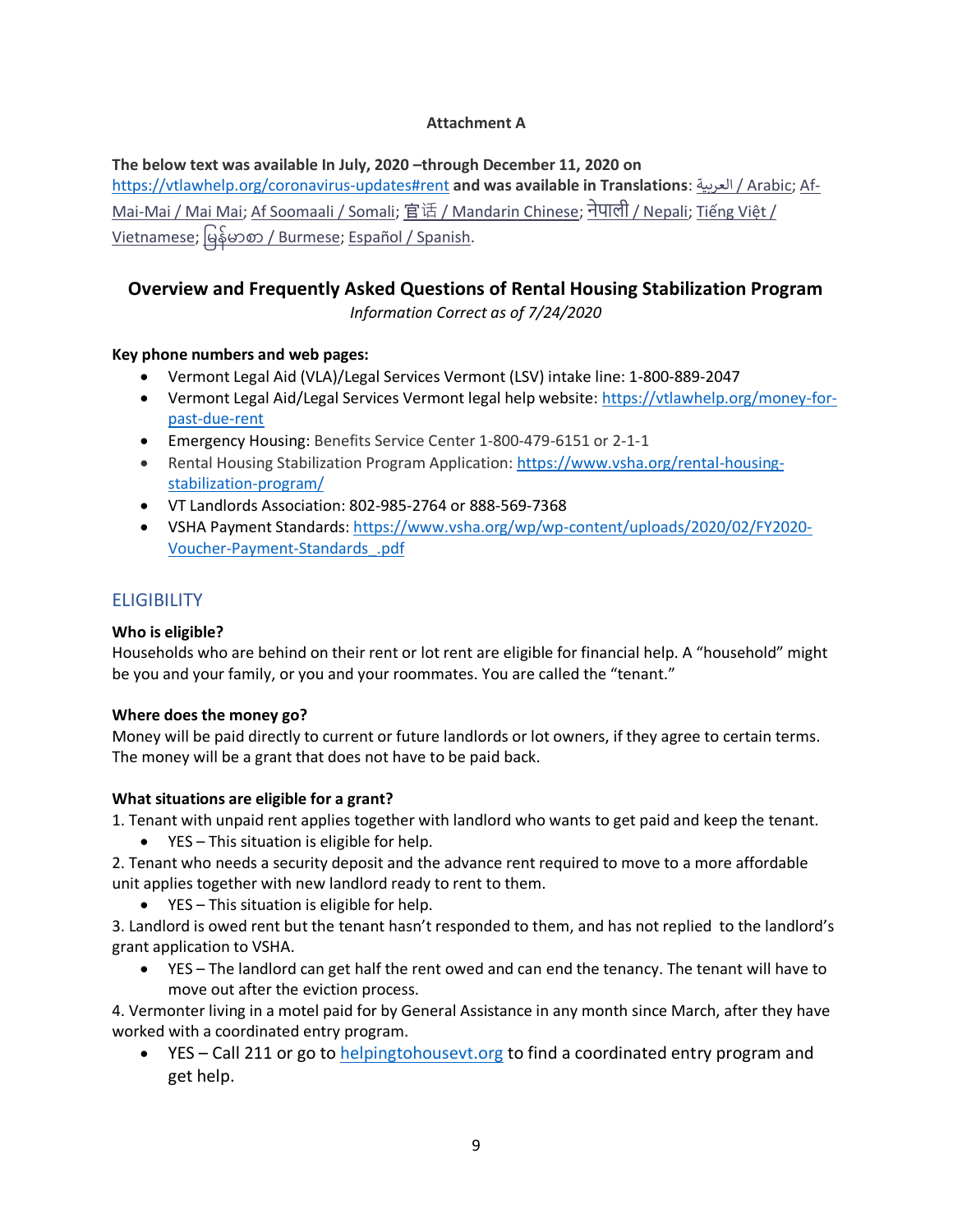**Attachment A**

**The below text was available In July, 2020 –through December 11, 2020 on** https://vtlawhelp.org/coronavirus-updates#rent **and was available in Translations**: العربية / Arabic; Af-Mai-Mai / Mai Mai; Af Soomaali / Somali; 官话 / Mandarin Chinese; नेपाली / Nepali; Tiếng Việt / Vietnamese; မြန်မာစာ / Burmese; Español / Spanish.

## Overview and Frequently Asked Questions of Rental Housing Stabilization Program

*Information Correct as of 7/24/2020*

**Key phone numbers and web pages:**

- Vermont Legal Aid (VLA)/Legal Services Vermont (LSV) intake line: 1-800-889-2047
- Vermont Legal Aid/Legal Services Vermont legal help website: https://vtlawhelp.org/money-for-past-due-rent
- Emergency Housing: Benefits Service Center 1-800-479-6151 or 2-1-1
- Rental Housing Stabilization Program Application: https://www.vsha.org/rental-housing-stabilization-program/
- VT Landlords Association: 802-985-2764 or 888-569-7368
- VSHA Payment Standards: https://www.vsha.org/wp/wp-content/uploads/2020/02/FY2020-Voucher-Payment-Standards_.pdf

## ELIGIBILITY

**Who is eligible?**

Households who are behind on their rent or lot rent are eligible for financial help. A "household" might be you and your family, or you and your roommates. You are called the "tenant."

**Where does the money go?**

Money will be paid directly to current or future landlords or lot owners, if they agree to certain terms. The money will be a grant that does not have to be paid back.

**What situations are eligible for a grant?**

1. Tenant with unpaid rent applies together with landlord who wants to get paid and keep the tenant.
   - YES – This situation is eligible for help.

2. Tenant who needs a security deposit and the advance rent required to move to a more affordable unit applies together with new landlord ready to rent to them.
   - YES – This situation is eligible for help.

3. Landlord is owed rent but the tenant hasn't responded to them, and has not replied to the landlord's grant application to VSHA.
   - YES – The landlord can get half the rent owed and can end the tenancy. The tenant will have to move out after the eviction process.

4. Vermonter living in a motel paid for by General Assistance in any month since March, after they have worked with a coordinated entry program.
   - YES – Call 211 or go to helpingtohousevt.org to find a coordinated entry program and get help.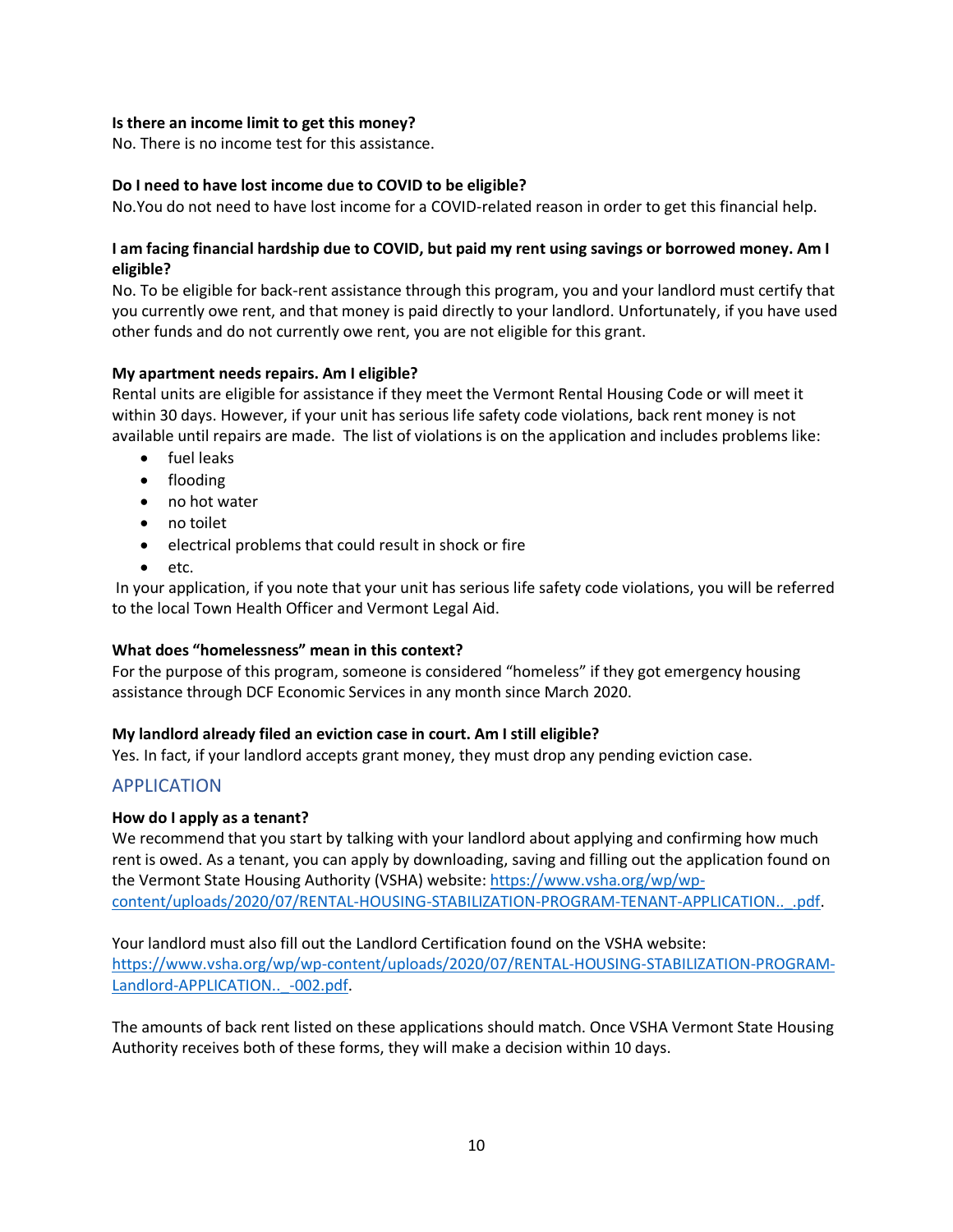**Is there an income limit to get this money?**

No. There is no income test for this assistance.

**Do I need to have lost income due to COVID to be eligible?**

No.You do not need to have lost income for a COVID-related reason in order to get this financial help.

**I am facing financial hardship due to COVID, but paid my rent using savings or borrowed money. Am I eligible?**

No. To be eligible for back-rent assistance through this program, you and your landlord must certify that you currently owe rent, and that money is paid directly to your landlord. Unfortunately, if you have used other funds and do not currently owe rent, you are not eligible for this grant.

**My apartment needs repairs. Am I eligible?**

Rental units are eligible for assistance if they meet the Vermont Rental Housing Code or will meet it within 30 days. However, if your unit has serious life safety code violations, back rent money is not available until repairs are made. The list of violations is on the application and includes problems like:

- fuel leaks
- flooding
- no hot water
- no toilet
- electrical problems that could result in shock or fire
- etc.

In your application, if you note that your unit has serious life safety code violations, you will be referred to the local Town Health Officer and Vermont Legal Aid.

**What does "homelessness" mean in this context?**

For the purpose of this program, someone is considered "homeless" if they got emergency housing assistance through DCF Economic Services in any month since March 2020.

**My landlord already filed an eviction case in court. Am I still eligible?**

Yes. In fact, if your landlord accepts grant money, they must drop any pending eviction case.

## APPLICATION

**How do I apply as a tenant?**

We recommend that you start by talking with your landlord about applying and confirming how much rent is owed. As a tenant, you can apply by downloading, saving and filling out the application found on the Vermont State Housing Authority (VSHA) website: https://www.vsha.org/wp/wp-content/uploads/2020/07/RENTAL-HOUSING-STABILIZATION-PROGRAM-TENANT-APPLICATION.._.pdf.

Your landlord must also fill out the Landlord Certification found on the VSHA website: https://www.vsha.org/wp/wp-content/uploads/2020/07/RENTAL-HOUSING-STABILIZATION-PROGRAM-Landlord-APPLICATION.._-002.pdf.

The amounts of back rent listed on these applications should match. Once VSHA Vermont State Housing Authority receives both of these forms, they will make a decision within 10 days.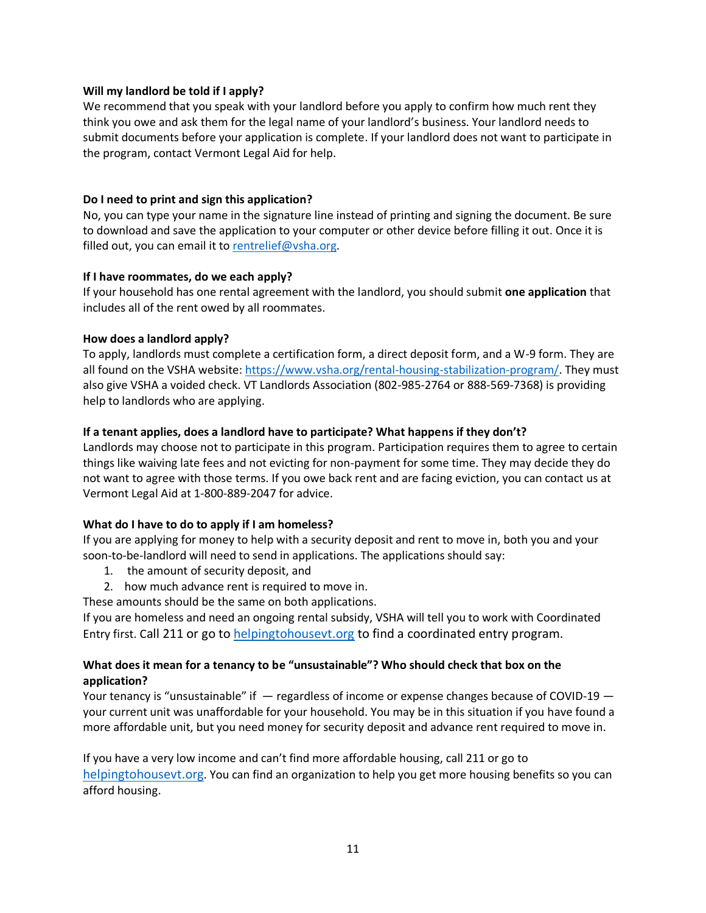**Will my landlord be told if I apply?**

We recommend that you speak with your landlord before you apply to confirm how much rent they think you owe and ask them for the legal name of your landlord's business. Your landlord needs to submit documents before your application is complete. If your landlord does not want to participate in the program, contact Vermont Legal Aid for help.

**Do I need to print and sign this application?**

No, you can type your name in the signature line instead of printing and signing the document. Be sure to download and save the application to your computer or other device before filling it out. Once it is filled out, you can email it to [rentrelief@vsha.org](mailto:rentrelief@vsha.org).

**If I have roommates, do we each apply?**

If your household has one rental agreement with the landlord, you should submit **one application** that includes all of the rent owed by all roommates.

**How does a landlord apply?**

To apply, landlords must complete a certification form, a direct deposit form, and a W-9 form. They are all found on the VSHA website: [https://www.vsha.org/rental-housing-stabilization-program/](https://www.vsha.org/rental-housing-stabilization-program/). They must also give VSHA a voided check. VT Landlords Association (802-985-2764 or 888-569-7368) is providing help to landlords who are applying.

**If a tenant applies, does a landlord have to participate? What happens if they don't?**

Landlords may choose not to participate in this program. Participation requires them to agree to certain things like waiving late fees and not evicting for non-payment for some time. They may decide they do not want to agree with those terms. If you owe back rent and are facing eviction, you can contact us at Vermont Legal Aid at 1-800-889-2047 for advice.

**What do I have to do to apply if I am homeless?**

If you are applying for money to help with a security deposit and rent to move in, both you and your soon-to-be-landlord will need to send in applications. The applications should say:

1. the amount of security deposit, and
2. how much advance rent is required to move in.

These amounts should be the same on both applications.

If you are homeless and need an ongoing rental subsidy, VSHA will tell you to work with Coordinated Entry first. Call 211 or go to [helpingtohousevt.org](https://helpingtohousevt.org) to find a coordinated entry program.

**What does it mean for a tenancy to be "unsustainable"? Who should check that box on the application?**

Your tenancy is "unsustainable" if — regardless of income or expense changes because of COVID-19 — your current unit was unaffordable for your household. You may be in this situation if you have found a more affordable unit, but you need money for security deposit and advance rent required to move in.

If you have a very low income and can't find more affordable housing, call 211 or go to [helpingtohousevt.org](https://helpingtohousevt.org). You can find an organization to help you get more housing benefits so you can afford housing.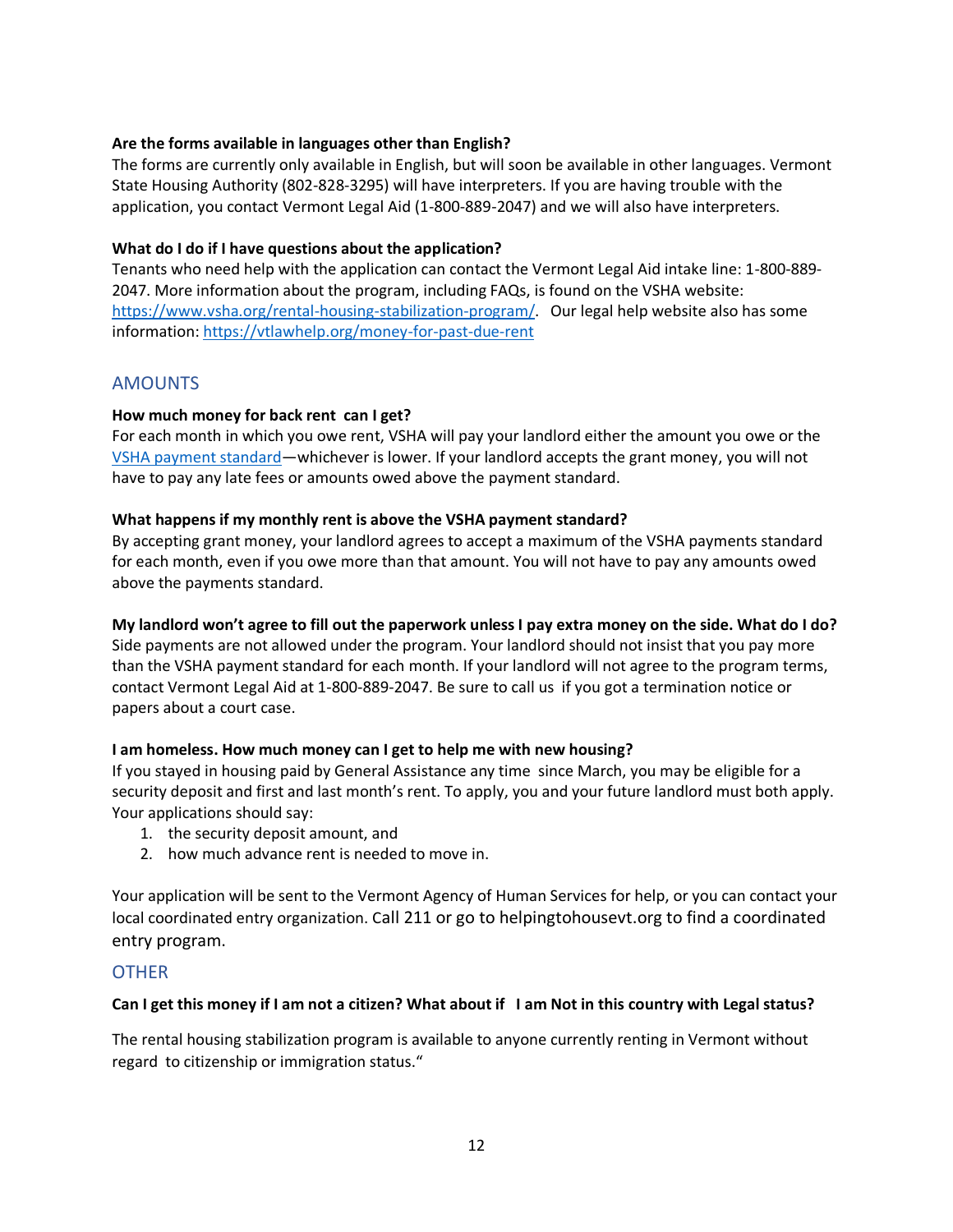**Are the forms available in languages other than English?**

The forms are currently only available in English, but will soon be available in other languages. Vermont State Housing Authority (802-828-3295) will have interpreters. If you are having trouble with the application, you contact Vermont Legal Aid (1-800-889-2047) and we will also have interpreters.

**What do I do if I have questions about the application?**

Tenants who need help with the application can contact the Vermont Legal Aid intake line: 1-800-889-2047. More information about the program, including FAQs, is found on the VSHA website: [https://www.vsha.org/rental-housing-stabilization-program/](https://www.vsha.org/rental-housing-stabilization-program/). Our legal help website also has some information: [https://vtlawhelp.org/money-for-past-due-rent](https://vtlawhelp.org/money-for-past-due-rent)

## AMOUNTS

**How much money for back rent can I get?**

For each month in which you owe rent, VSHA will pay your landlord either the amount you owe or the VSHA payment standard—whichever is lower. If your landlord accepts the grant money, you will not have to pay any late fees or amounts owed above the payment standard.

**What happens if my monthly rent is above the VSHA payment standard?**

By accepting grant money, your landlord agrees to accept a maximum of the VSHA payments standard for each month, even if you owe more than that amount. You will not have to pay any amounts owed above the payments standard.

**My landlord won't agree to fill out the paperwork unless I pay extra money on the side. What do I do?**

Side payments are not allowed under the program. Your landlord should not insist that you pay more than the VSHA payment standard for each month. If your landlord will not agree to the program terms, contact Vermont Legal Aid at 1-800-889-2047. Be sure to call us if you got a termination notice or papers about a court case.

**I am homeless. How much money can I get to help me with new housing?**

If you stayed in housing paid by General Assistance any time since March, you may be eligible for a security deposit and first and last month's rent. To apply, you and your future landlord must both apply. Your applications should say:

1. the security deposit amount, and
2. how much advance rent is needed to move in.

Your application will be sent to the Vermont Agency of Human Services for help, or you can contact your local coordinated entry organization. Call 211 or go to helpingtohousevt.org to find a coordinated entry program.

## OTHER

**Can I get this money if I am not a citizen? What about if I am Not in this country with Legal status?**

The rental housing stabilization program is available to anyone currently renting in Vermont without regard to citizenship or immigration status."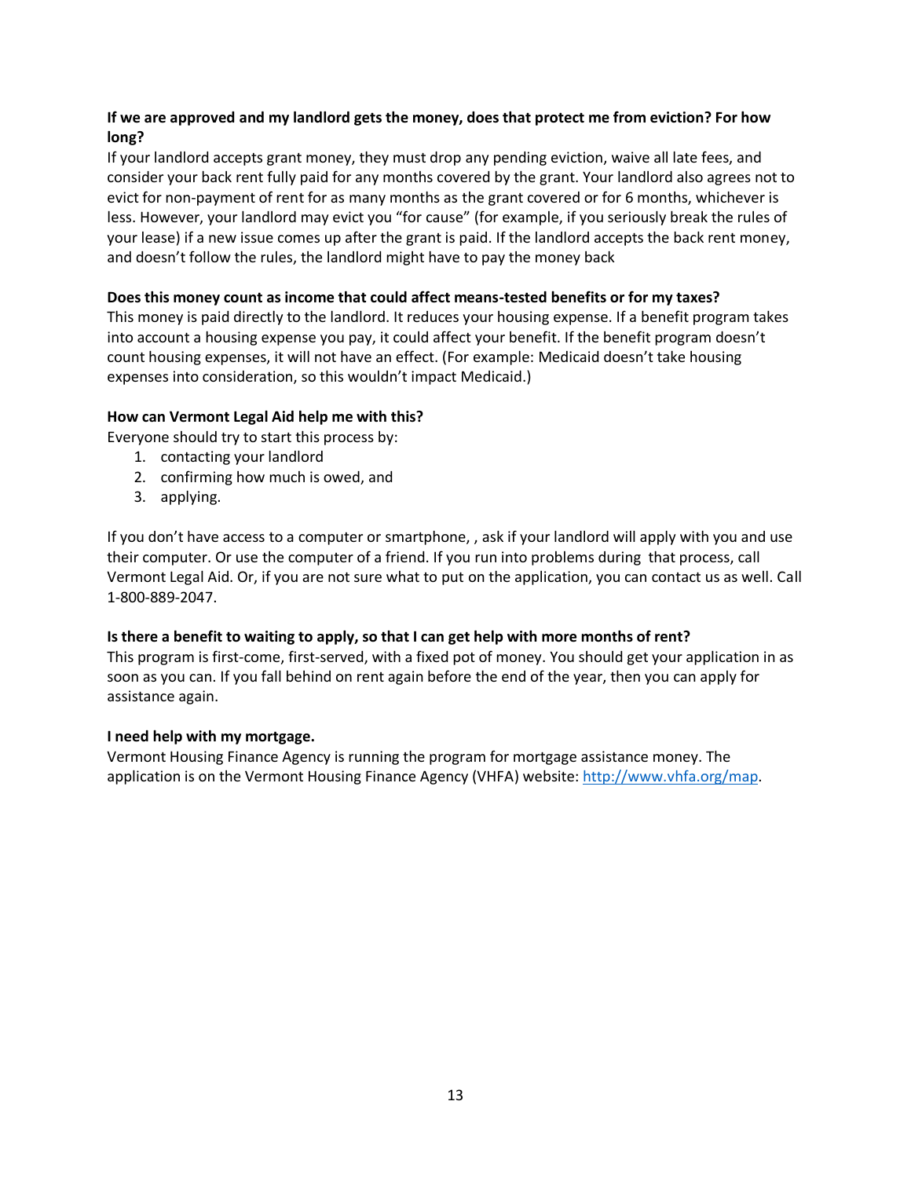**If we are approved and my landlord gets the money, does that protect me from eviction? For how long?**

If your landlord accepts grant money, they must drop any pending eviction, waive all late fees, and consider your back rent fully paid for any months covered by the grant. Your landlord also agrees not to evict for non-payment of rent for as many months as the grant covered or for 6 months, whichever is less. However, your landlord may evict you "for cause" (for example, if you seriously break the rules of your lease) if a new issue comes up after the grant is paid. If the landlord accepts the back rent money, and doesn't follow the rules, the landlord might have to pay the money back

**Does this money count as income that could affect means-tested benefits or for my taxes?**

This money is paid directly to the landlord. It reduces your housing expense. If a benefit program takes into account a housing expense you pay, it could affect your benefit. If the benefit program doesn't count housing expenses, it will not have an effect. (For example: Medicaid doesn't take housing expenses into consideration, so this wouldn't impact Medicaid.)

**How can Vermont Legal Aid help me with this?**

Everyone should try to start this process by:

1. contacting your landlord
2. confirming how much is owed, and
3. applying.

If you don't have access to a computer or smartphone, , ask if your landlord will apply with you and use their computer. Or use the computer of a friend. If you run into problems during that process, call Vermont Legal Aid. Or, if you are not sure what to put on the application, you can contact us as well. Call 1-800-889-2047.

**Is there a benefit to waiting to apply, so that I can get help with more months of rent?**

This program is first-come, first-served, with a fixed pot of money. You should get your application in as soon as you can. If you fall behind on rent again before the end of the year, then you can apply for assistance again.

**I need help with my mortgage.**

Vermont Housing Finance Agency is running the program for mortgage assistance money. The application is on the Vermont Housing Finance Agency (VHFA) website: [http://www.vhfa.org/map](http://www.vhfa.org/map).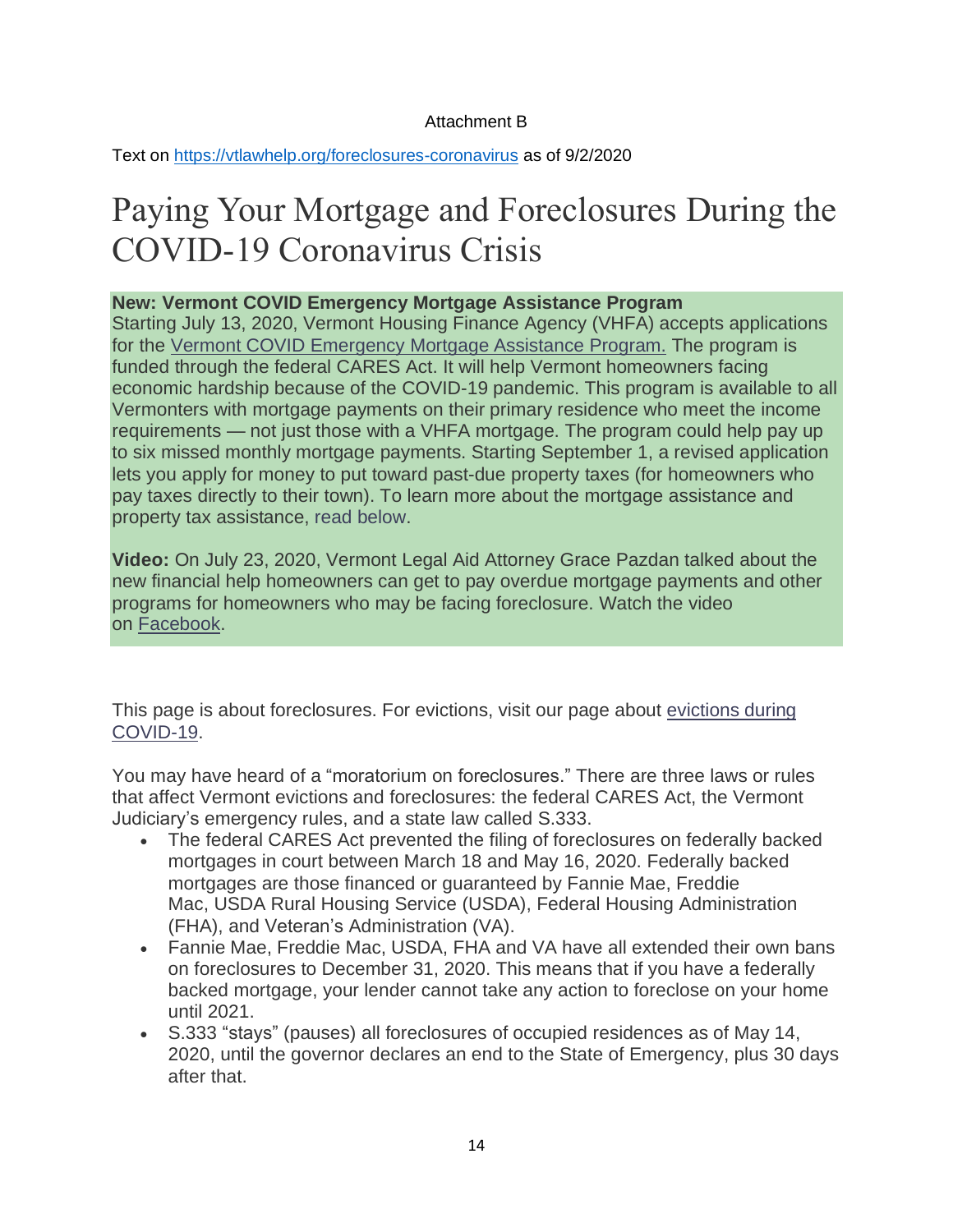Attachment B

Text on [https://vtlawhelp.org/foreclosures-coronavirus](https://vtlawhelp.org/foreclosures-coronavirus) as of 9/2/2020

# Paying Your Mortgage and Foreclosures During the COVID-19 Coronavirus Crisis

**New: Vermont COVID Emergency Mortgage Assistance Program**
Starting July 13, 2020, Vermont Housing Finance Agency (VHFA) accepts applications for the Vermont COVID Emergency Mortgage Assistance Program. The program is funded through the federal CARES Act. It will help Vermont homeowners facing economic hardship because of the COVID-19 pandemic. This program is available to all Vermonters with mortgage payments on their primary residence who meet the income requirements — not just those with a VHFA mortgage. The program could help pay up to six missed monthly mortgage payments. Starting September 1, a revised application lets you apply for money to put toward past-due property taxes (for homeowners who pay taxes directly to their town). To learn more about the mortgage assistance and property tax assistance, read below.

**Video:** On July 23, 2020, Vermont Legal Aid Attorney Grace Pazdan talked about the new financial help homeowners can get to pay overdue mortgage payments and other programs for homeowners who may be facing foreclosure. Watch the video on Facebook.

This page is about foreclosures. For evictions, visit our page about evictions during COVID-19.

You may have heard of a "moratorium on foreclosures." There are three laws or rules that affect Vermont evictions and foreclosures: the federal CARES Act, the Vermont Judiciary's emergency rules, and a state law called S.333.

- The federal CARES Act prevented the filing of foreclosures on federally backed mortgages in court between March 18 and May 16, 2020. Federally backed mortgages are those financed or guaranteed by Fannie Mae, Freddie Mac, USDA Rural Housing Service (USDA), Federal Housing Administration (FHA), and Veteran's Administration (VA).
- Fannie Mae, Freddie Mac, USDA, FHA and VA have all extended their own bans on foreclosures to December 31, 2020. This means that if you have a federally backed mortgage, your lender cannot take any action to foreclose on your home until 2021.
- S.333 "stays" (pauses) all foreclosures of occupied residences as of May 14, 2020, until the governor declares an end to the State of Emergency, plus 30 days after that.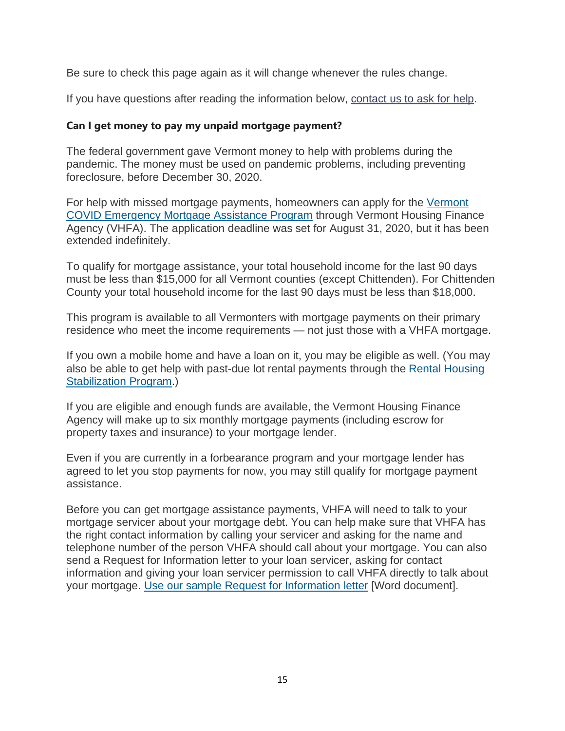Be sure to check this page again as it will change whenever the rules change.

If you have questions after reading the information below, contact us to ask for help.

### Can I get money to pay my unpaid mortgage payment?

The federal government gave Vermont money to help with problems during the pandemic. The money must be used on pandemic problems, including preventing foreclosure, before December 30, 2020.

For help with missed mortgage payments, homeowners can apply for the Vermont COVID Emergency Mortgage Assistance Program through Vermont Housing Finance Agency (VHFA). The application deadline was set for August 31, 2020, but it has been extended indefinitely.

To qualify for mortgage assistance, your total household income for the last 90 days must be less than $15,000 for all Vermont counties (except Chittenden). For Chittenden County your total household income for the last 90 days must be less than $18,000.

This program is available to all Vermonters with mortgage payments on their primary residence who meet the income requirements — not just those with a VHFA mortgage.

If you own a mobile home and have a loan on it, you may be eligible as well. (You may also be able to get help with past-due lot rental payments through the Rental Housing Stabilization Program.)

If you are eligible and enough funds are available, the Vermont Housing Finance Agency will make up to six monthly mortgage payments (including escrow for property taxes and insurance) to your mortgage lender.

Even if you are currently in a forbearance program and your mortgage lender has agreed to let you stop payments for now, you may still qualify for mortgage payment assistance.

Before you can get mortgage assistance payments, VHFA will need to talk to your mortgage servicer about your mortgage debt. You can help make sure that VHFA has the right contact information by calling your servicer and asking for the name and telephone number of the person VHFA should call about your mortgage. You can also send a Request for Information letter to your loan servicer, asking for contact information and giving your loan servicer permission to call VHFA directly to talk about your mortgage. Use our sample Request for Information letter [Word document].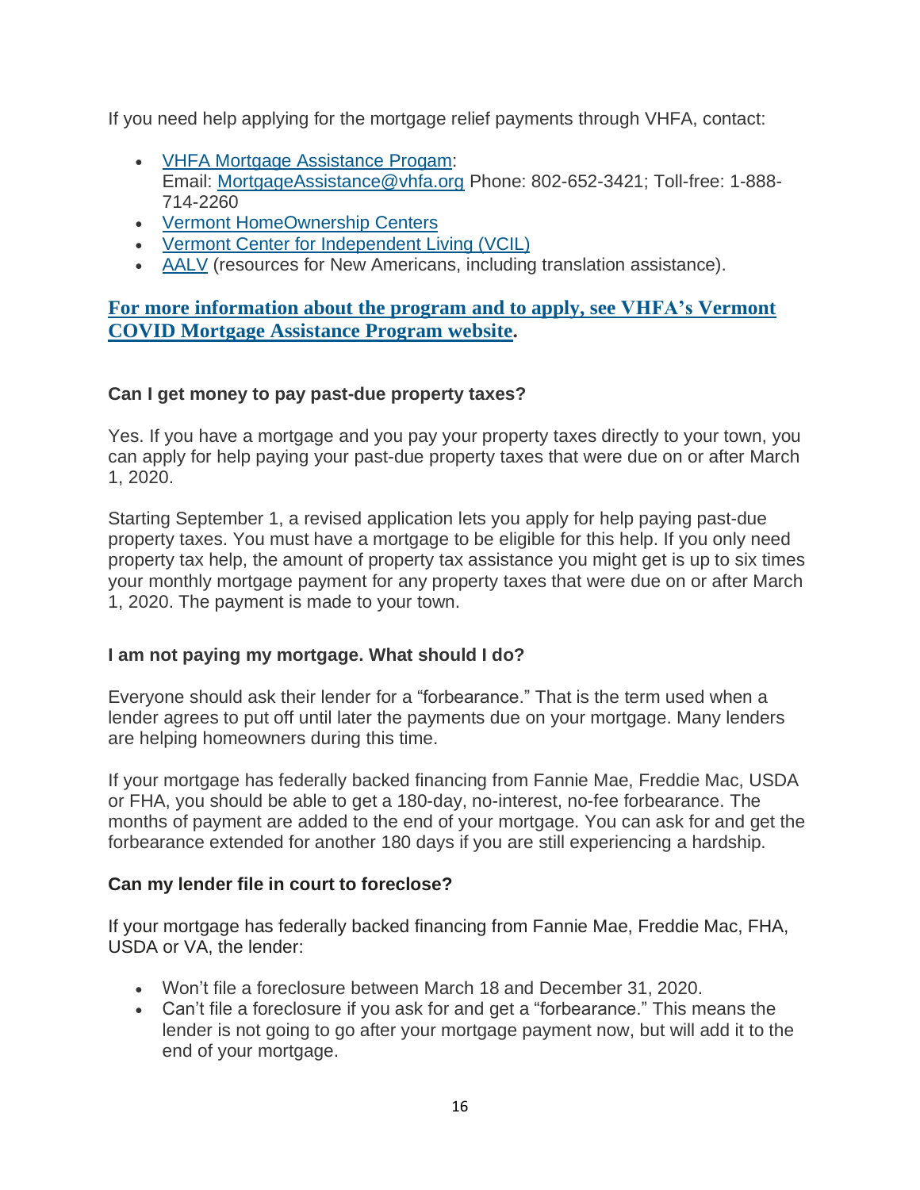If you need help applying for the mortgage relief payments through VHFA, contact:

- VHFA Mortgage Assistance Progam:
  Email: MortgageAssistance@vhfa.org Phone: 802-652-3421; Toll-free: 1-888-714-2260
- Vermont HomeOwnership Centers
- Vermont Center for Independent Living (VCIL)
- AALV (resources for New Americans, including translation assistance).

**For more information about the program and to apply, see VHFA's Vermont COVID Mortgage Assistance Program website.**

### Can I get money to pay past-due property taxes?

Yes. If you have a mortgage and you pay your property taxes directly to your town, you can apply for help paying your past-due property taxes that were due on or after March 1, 2020.

Starting September 1, a revised application lets you apply for help paying past-due property taxes. You must have a mortgage to be eligible for this help. If you only need property tax help, the amount of property tax assistance you might get is up to six times your monthly mortgage payment for any property taxes that were due on or after March 1, 2020. The payment is made to your town.

### I am not paying my mortgage. What should I do?

Everyone should ask their lender for a "forbearance." That is the term used when a lender agrees to put off until later the payments due on your mortgage. Many lenders are helping homeowners during this time.

If your mortgage has federally backed financing from Fannie Mae, Freddie Mac, USDA or FHA, you should be able to get a 180-day, no-interest, no-fee forbearance. The months of payment are added to the end of your mortgage. You can ask for and get the forbearance extended for another 180 days if you are still experiencing a hardship.

### Can my lender file in court to foreclose?

If your mortgage has federally backed financing from Fannie Mae, Freddie Mac, FHA, USDA or VA, the lender:

- Won't file a foreclosure between March 18 and December 31, 2020.
- Can't file a foreclosure if you ask for and get a "forbearance." This means the lender is not going to go after your mortgage payment now, but will add it to the end of your mortgage.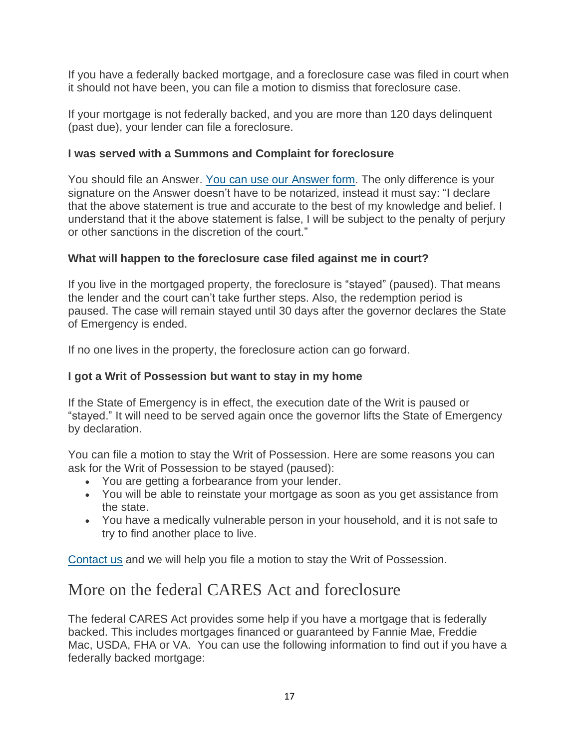If you have a federally backed mortgage, and a foreclosure case was filed in court when it should not have been, you can file a motion to dismiss that foreclosure case.

If your mortgage is not federally backed, and you are more than 120 days delinquent (past due), your lender can file a foreclosure.

**I was served with a Summons and Complaint for foreclosure**

You should file an Answer. [You can use our Answer form](). The only difference is your signature on the Answer doesn't have to be notarized, instead it must say: "I declare that the above statement is true and accurate to the best of my knowledge and belief. I understand that it the above statement is false, I will be subject to the penalty of perjury or other sanctions in the discretion of the court."

**What will happen to the foreclosure case filed against me in court?**

If you live in the mortgaged property, the foreclosure is "stayed" (paused). That means the lender and the court can't take further steps. Also, the redemption period is paused. The case will remain stayed until 30 days after the governor declares the State of Emergency is ended.

If no one lives in the property, the foreclosure action can go forward.

**I got a Writ of Possession but want to stay in my home**

If the State of Emergency is in effect, the execution date of the Writ is paused or "stayed." It will need to be served again once the governor lifts the State of Emergency by declaration.

You can file a motion to stay the Writ of Possession. Here are some reasons you can ask for the Writ of Possession to be stayed (paused):

- You are getting a forbearance from your lender.
- You will be able to reinstate your mortgage as soon as you get assistance from the state.
- You have a medically vulnerable person in your household, and it is not safe to try to find another place to live.

[Contact us]() and we will help you file a motion to stay the Writ of Possession.

## More on the federal CARES Act and foreclosure

The federal CARES Act provides some help if you have a mortgage that is federally backed. This includes mortgages financed or guaranteed by Fannie Mae, Freddie Mac, USDA, FHA or VA. You can use the following information to find out if you have a federally backed mortgage: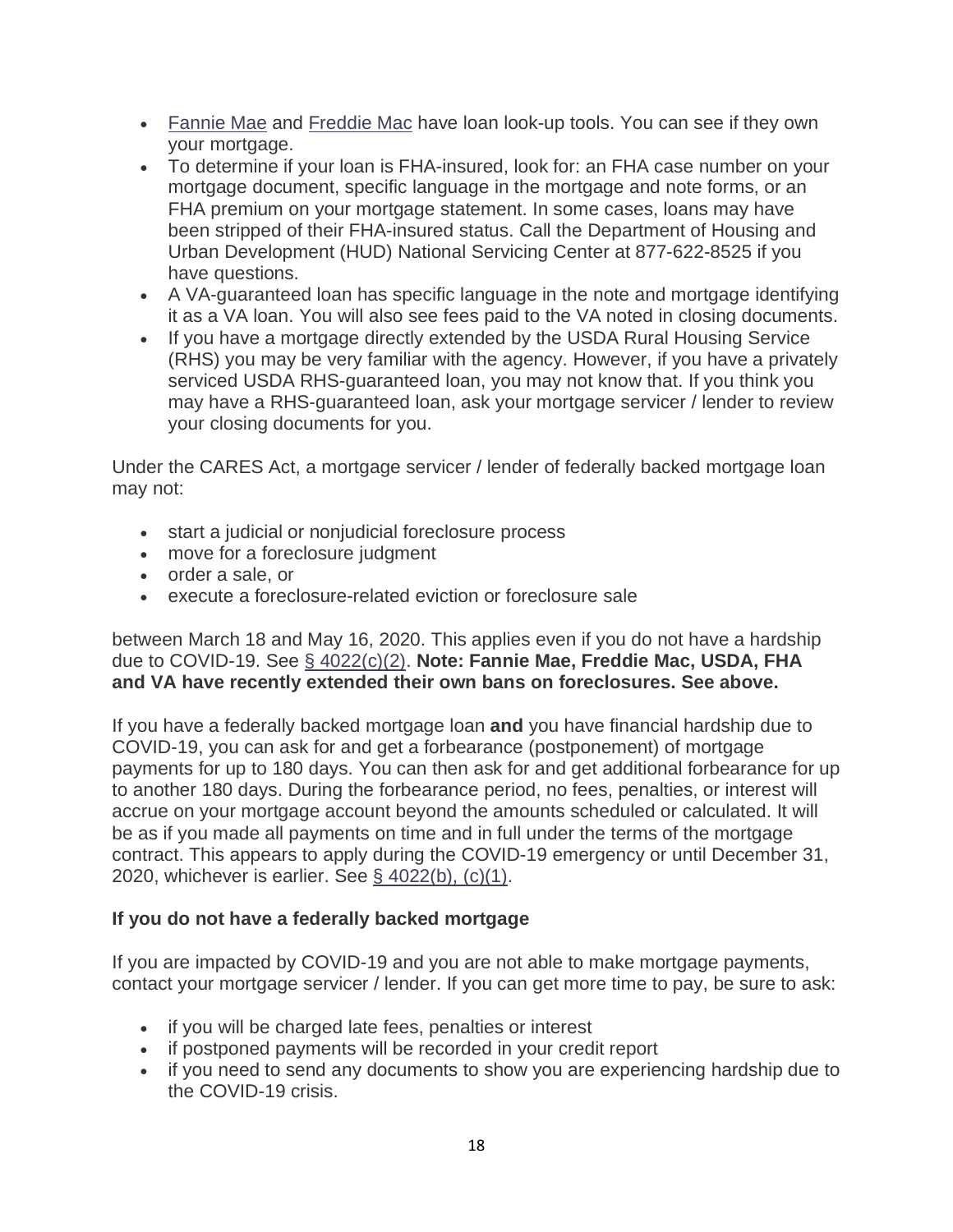- Fannie Mae and Freddie Mac have loan look-up tools. You can see if they own your mortgage.
- To determine if your loan is FHA-insured, look for: an FHA case number on your mortgage document, specific language in the mortgage and note forms, or an FHA premium on your mortgage statement. In some cases, loans may have been stripped of their FHA-insured status. Call the Department of Housing and Urban Development (HUD) National Servicing Center at 877-622-8525 if you have questions.
- A VA-guaranteed loan has specific language in the note and mortgage identifying it as a VA loan. You will also see fees paid to the VA noted in closing documents.
- If you have a mortgage directly extended by the USDA Rural Housing Service (RHS) you may be very familiar with the agency. However, if you have a privately serviced USDA RHS-guaranteed loan, you may not know that. If you think you may have a RHS-guaranteed loan, ask your mortgage servicer / lender to review your closing documents for you.

Under the CARES Act, a mortgage servicer / lender of federally backed mortgage loan may not:

- start a judicial or nonjudicial foreclosure process
- move for a foreclosure judgment
- order a sale, or
- execute a foreclosure-related eviction or foreclosure sale

between March 18 and May 16, 2020. This applies even if you do not have a hardship due to COVID-19. See § 4022(c)(2). **Note: Fannie Mae, Freddie Mac, USDA, FHA and VA have recently extended their own bans on foreclosures. See above.**

If you have a federally backed mortgage loan **and** you have financial hardship due to COVID-19, you can ask for and get a forbearance (postponement) of mortgage payments for up to 180 days. You can then ask for and get additional forbearance for up to another 180 days. During the forbearance period, no fees, penalties, or interest will accrue on your mortgage account beyond the amounts scheduled or calculated. It will be as if you made all payments on time and in full under the terms of the mortgage contract. This appears to apply during the COVID-19 emergency or until December 31, 2020, whichever is earlier. See § 4022(b), (c)(1).

**If you do not have a federally backed mortgage**

If you are impacted by COVID-19 and you are not able to make mortgage payments, contact your mortgage servicer / lender. If you can get more time to pay, be sure to ask:

- if you will be charged late fees, penalties or interest
- if postponed payments will be recorded in your credit report
- if you need to send any documents to show you are experiencing hardship due to the COVID-19 crisis.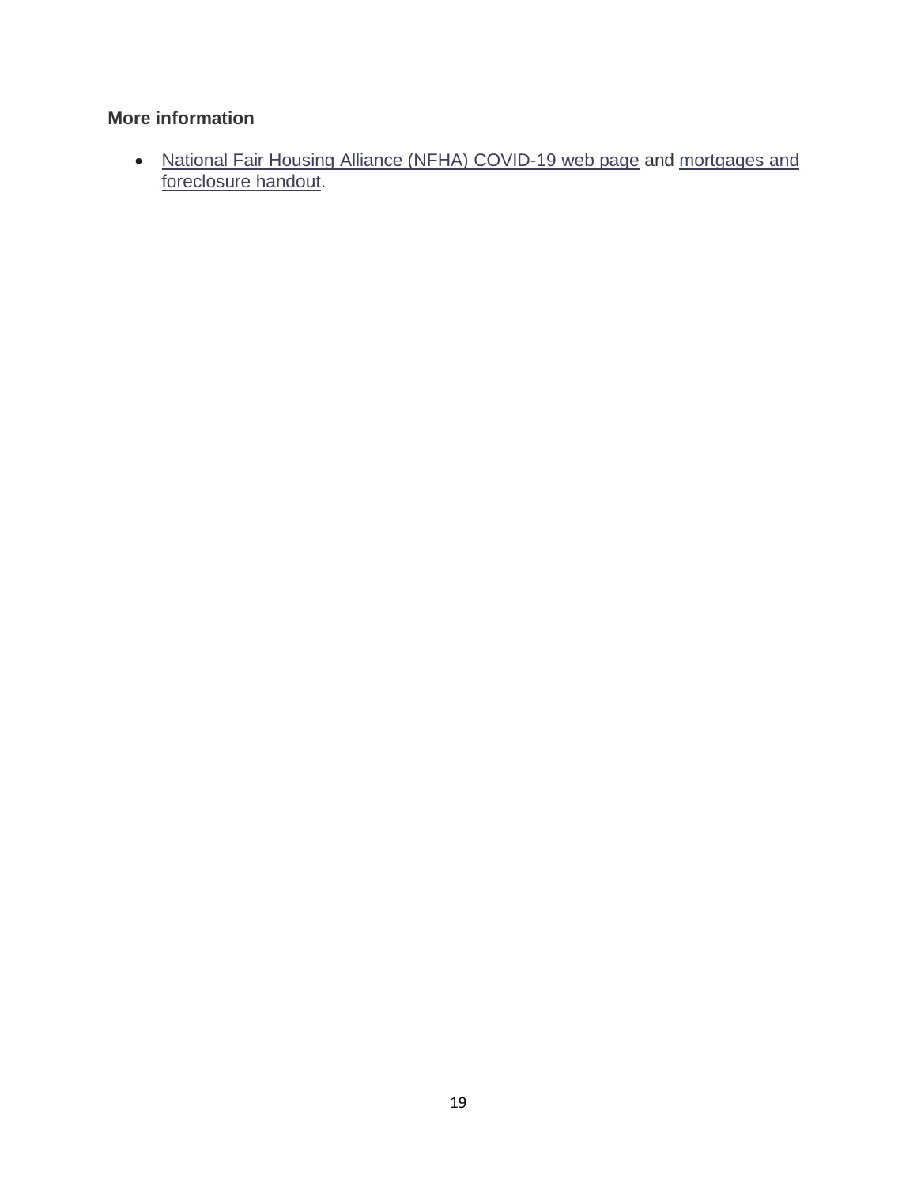**More information**

- National Fair Housing Alliance (NFHA) COVID-19 web page and mortgages and foreclosure handout.